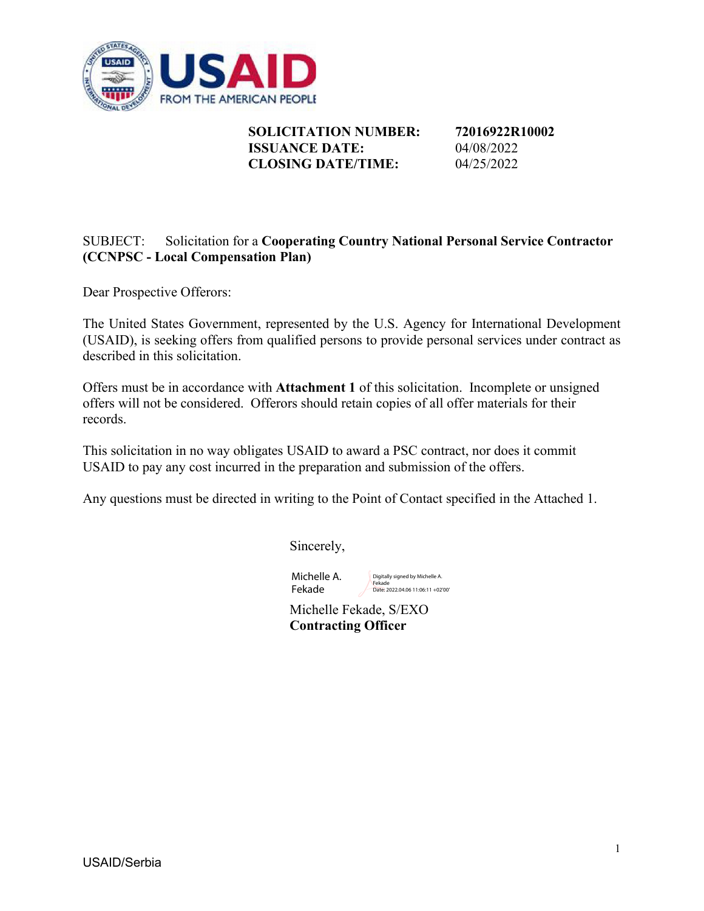**SOLICITATION NUMBER:** **72016922R10002**
**ISSUANCE DATE:** 04/08/2022
**CLOSING DATE/TIME:** 04/25/2022

SUBJECT: Solicitation for a **Cooperating Country National Personal Service Contractor (CCNPSC - Local Compensation Plan)**

Dear Prospective Offerors:

The United States Government, represented by the U.S. Agency for International Development (USAID), is seeking offers from qualified persons to provide personal services under contract as described in this solicitation.

Offers must be in accordance with **Attachment 1** of this solicitation. Incomplete or unsigned offers will not be considered. Offerors should retain copies of all offer materials for their records.

This solicitation in no way obligates USAID to award a PSC contract, nor does it commit USAID to pay any cost incurred in the preparation and submission of the offers.

Any questions must be directed in writing to the Point of Contact specified in the Attached 1.

Sincerely,

Michelle A. Fekade — Digitally signed by Michelle A. Fekade Date: 2022.04.06 11:06:11 +02'00'

Michelle Fekade, S/EXO
**Contracting Officer**

USAID/Serbia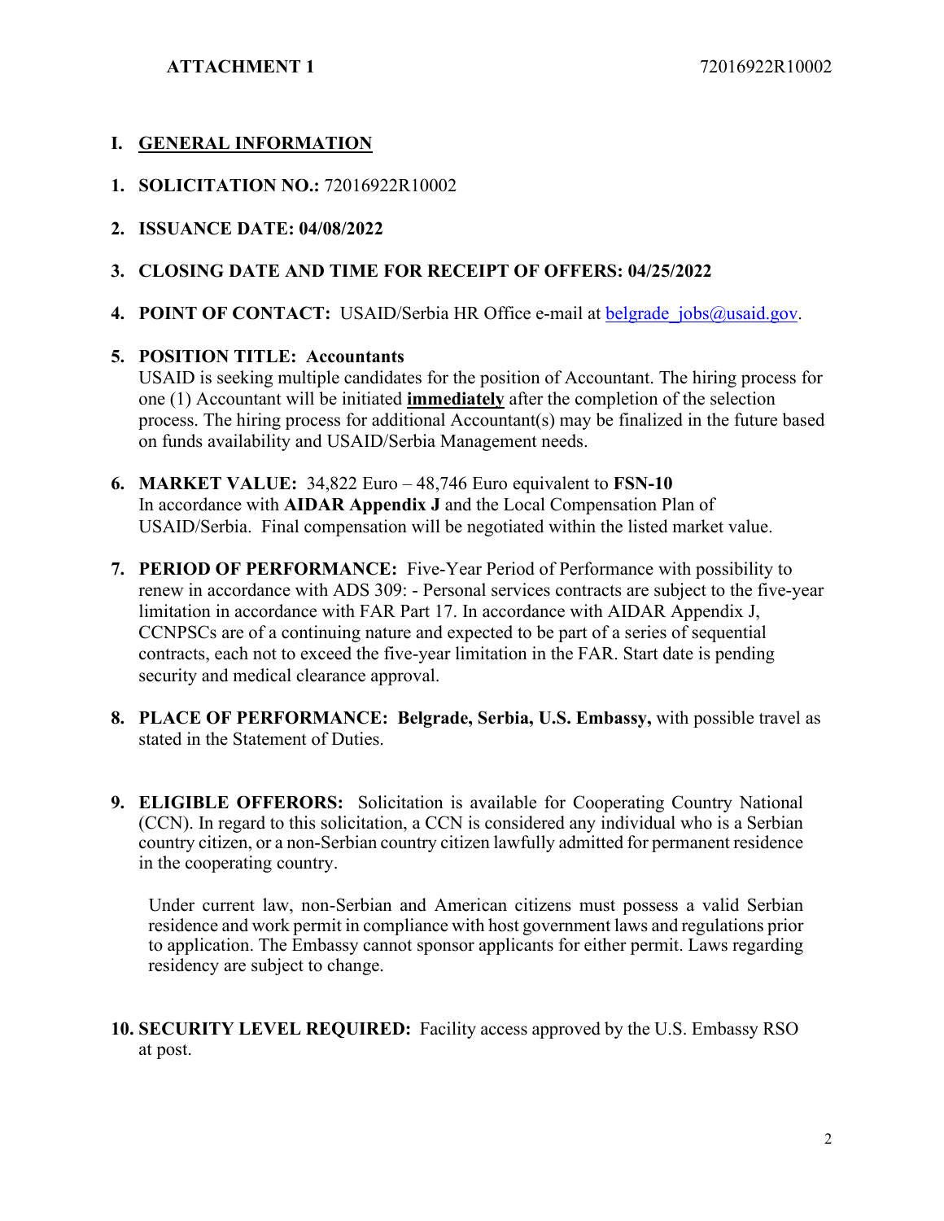**ATTACHMENT 1** 72016922R10002

# I. GENERAL INFORMATION

1. **SOLICITATION NO.:** 72016922R10002

2. **ISSUANCE DATE: 04/08/2022**

3. **CLOSING DATE AND TIME FOR RECEIPT OF OFFERS: 04/25/2022**

4. **POINT OF CONTACT:** USAID/Serbia HR Office e-mail at belgrade_jobs@usaid.gov.

5. **POSITION TITLE: Accountants**
   USAID is seeking multiple candidates for the position of Accountant. The hiring process for one (1) Accountant will be initiated **immediately** after the completion of the selection process. The hiring process for additional Accountant(s) may be finalized in the future based on funds availability and USAID/Serbia Management needs.

6. **MARKET VALUE:** 34,822 Euro – 48,746 Euro equivalent to **FSN-10**
   In accordance with **AIDAR Appendix J** and the Local Compensation Plan of USAID/Serbia. Final compensation will be negotiated within the listed market value.

7. **PERIOD OF PERFORMANCE:** Five-Year Period of Performance with possibility to renew in accordance with ADS 309: - Personal services contracts are subject to the five-year limitation in accordance with FAR Part 17. In accordance with AIDAR Appendix J, CCNPSCs are of a continuing nature and expected to be part of a series of sequential contracts, each not to exceed the five-year limitation in the FAR. Start date is pending security and medical clearance approval.

8. **PLACE OF PERFORMANCE: Belgrade, Serbia, U.S. Embassy,** with possible travel as stated in the Statement of Duties.

9. **ELIGIBLE OFFERORS:** Solicitation is available for Cooperating Country National (CCN). In regard to this solicitation, a CCN is considered any individual who is a Serbian country citizen, or a non-Serbian country citizen lawfully admitted for permanent residence in the cooperating country.

   Under current law, non-Serbian and American citizens must possess a valid Serbian residence and work permit in compliance with host government laws and regulations prior to application. The Embassy cannot sponsor applicants for either permit. Laws regarding residency are subject to change.

10. **SECURITY LEVEL REQUIRED:** Facility access approved by the U.S. Embassy RSO at post.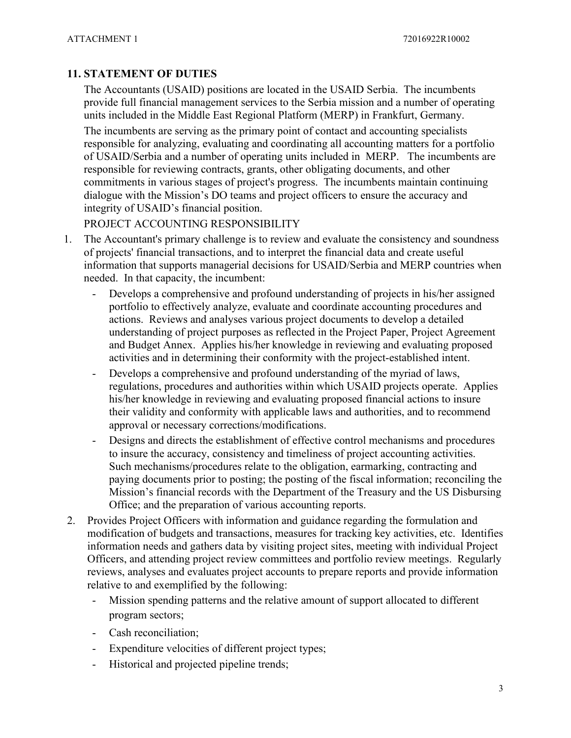## 11. STATEMENT OF DUTIES

The Accountants (USAID) positions are located in the USAID Serbia. The incumbents provide full financial management services to the Serbia mission and a number of operating units included in the Middle East Regional Platform (MERP) in Frankfurt, Germany.

The incumbents are serving as the primary point of contact and accounting specialists responsible for analyzing, evaluating and coordinating all accounting matters for a portfolio of USAID/Serbia and a number of operating units included in MERP. The incumbents are responsible for reviewing contracts, grants, other obligating documents, and other commitments in various stages of project's progress. The incumbents maintain continuing dialogue with the Mission's DO teams and project officers to ensure the accuracy and integrity of USAID's financial position.

PROJECT ACCOUNTING RESPONSIBILITY

1. The Accountant's primary challenge is to review and evaluate the consistency and soundness of projects' financial transactions, and to interpret the financial data and create useful information that supports managerial decisions for USAID/Serbia and MERP countries when needed. In that capacity, the incumbent:
   - Develops a comprehensive and profound understanding of projects in his/her assigned portfolio to effectively analyze, evaluate and coordinate accounting procedures and actions. Reviews and analyses various project documents to develop a detailed understanding of project purposes as reflected in the Project Paper, Project Agreement and Budget Annex. Applies his/her knowledge in reviewing and evaluating proposed activities and in determining their conformity with the project-established intent.
   - Develops a comprehensive and profound understanding of the myriad of laws, regulations, procedures and authorities within which USAID projects operate. Applies his/her knowledge in reviewing and evaluating proposed financial actions to insure their validity and conformity with applicable laws and authorities, and to recommend approval or necessary corrections/modifications.
   - Designs and directs the establishment of effective control mechanisms and procedures to insure the accuracy, consistency and timeliness of project accounting activities. Such mechanisms/procedures relate to the obligation, earmarking, contracting and paying documents prior to posting; the posting of the fiscal information; reconciling the Mission's financial records with the Department of the Treasury and the US Disbursing Office; and the preparation of various accounting reports.
2. Provides Project Officers with information and guidance regarding the formulation and modification of budgets and transactions, measures for tracking key activities, etc. Identifies information needs and gathers data by visiting project sites, meeting with individual Project Officers, and attending project review committees and portfolio review meetings. Regularly reviews, analyses and evaluates project accounts to prepare reports and provide information relative to and exemplified by the following:
   - Mission spending patterns and the relative amount of support allocated to different program sectors;
   - Cash reconciliation;
   - Expenditure velocities of different project types;
   - Historical and projected pipeline trends;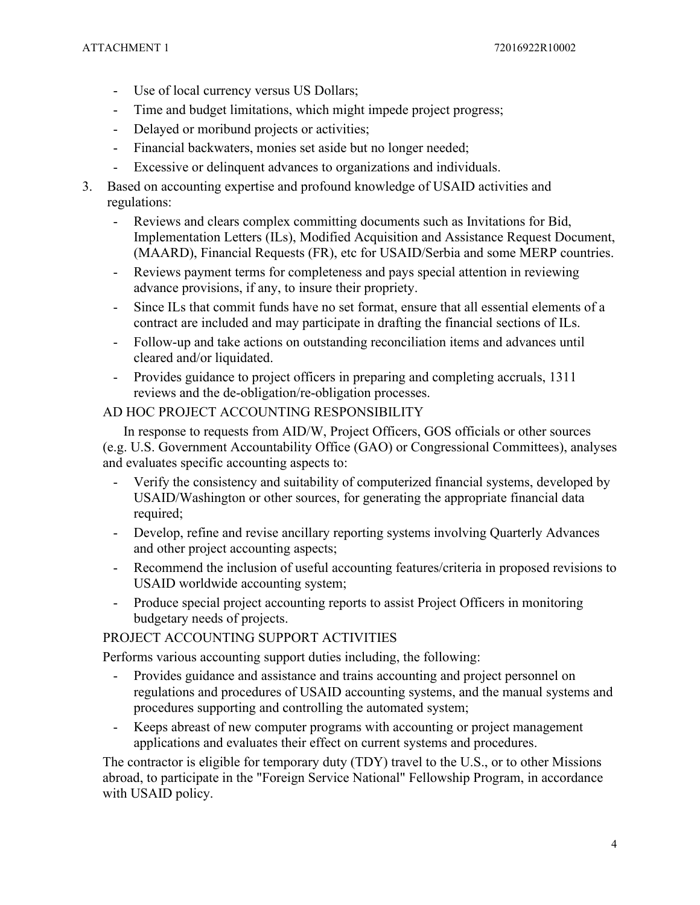- Use of local currency versus US Dollars;
- Time and budget limitations, which might impede project progress;
- Delayed or moribund projects or activities;
- Financial backwaters, monies set aside but no longer needed;
- Excessive or delinquent advances to organizations and individuals.

3. Based on accounting expertise and profound knowledge of USAID activities and regulations:
   - Reviews and clears complex committing documents such as Invitations for Bid, Implementation Letters (ILs), Modified Acquisition and Assistance Request Document, (MAARD), Financial Requests (FR), etc for USAID/Serbia and some MERP countries.
   - Reviews payment terms for completeness and pays special attention in reviewing advance provisions, if any, to insure their propriety.
   - Since ILs that commit funds have no set format, ensure that all essential elements of a contract are included and may participate in drafting the financial sections of ILs.
   - Follow-up and take actions on outstanding reconciliation items and advances until cleared and/or liquidated.
   - Provides guidance to project officers in preparing and completing accruals, 1311 reviews and the de-obligation/re-obligation processes.

AD HOC PROJECT ACCOUNTING RESPONSIBILITY

In response to requests from AID/W, Project Officers, GOS officials or other sources (e.g. U.S. Government Accountability Office (GAO) or Congressional Committees), analyses and evaluates specific accounting aspects to:

- Verify the consistency and suitability of computerized financial systems, developed by USAID/Washington or other sources, for generating the appropriate financial data required;
- Develop, refine and revise ancillary reporting systems involving Quarterly Advances and other project accounting aspects;
- Recommend the inclusion of useful accounting features/criteria in proposed revisions to USAID worldwide accounting system;
- Produce special project accounting reports to assist Project Officers in monitoring budgetary needs of projects.

PROJECT ACCOUNTING SUPPORT ACTIVITIES

Performs various accounting support duties including, the following:

- Provides guidance and assistance and trains accounting and project personnel on regulations and procedures of USAID accounting systems, and the manual systems and procedures supporting and controlling the automated system;
- Keeps abreast of new computer programs with accounting or project management applications and evaluates their effect on current systems and procedures.

The contractor is eligible for temporary duty (TDY) travel to the U.S., or to other Missions abroad, to participate in the "Foreign Service National" Fellowship Program, in accordance with USAID policy.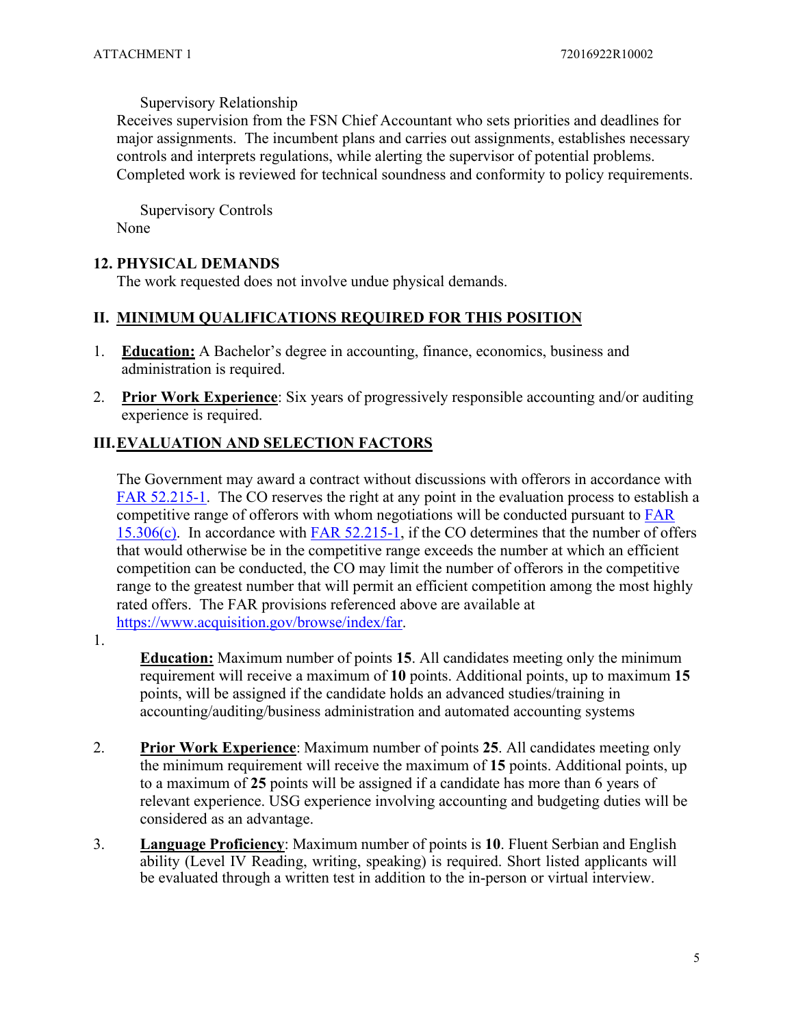Supervisory Relationship

Receives supervision from the FSN Chief Accountant who sets priorities and deadlines for major assignments. The incumbent plans and carries out assignments, establishes necessary controls and interprets regulations, while alerting the supervisor of potential problems. Completed work is reviewed for technical soundness and conformity to policy requirements.

Supervisory Controls

None

## 12. PHYSICAL DEMANDS

The work requested does not involve undue physical demands.

## II. MINIMUM QUALIFICATIONS REQUIRED FOR THIS POSITION

1. **Education:** A Bachelor's degree in accounting, finance, economics, business and administration is required.
2. **Prior Work Experience**: Six years of progressively responsible accounting and/or auditing experience is required.

## III. EVALUATION AND SELECTION FACTORS

The Government may award a contract without discussions with offerors in accordance with FAR 52.215-1. The CO reserves the right at any point in the evaluation process to establish a competitive range of offerors with whom negotiations will be conducted pursuant to FAR 15.306(c). In accordance with FAR 52.215-1, if the CO determines that the number of offers that would otherwise be in the competitive range exceeds the number at which an efficient competition can be conducted, the CO may limit the number of offerors in the competitive range to the greatest number that will permit an efficient competition among the most highly rated offers. The FAR provisions referenced above are available at https://www.acquisition.gov/browse/index/far.

1. **Education:** Maximum number of points **15**. All candidates meeting only the minimum requirement will receive a maximum of **10** points. Additional points, up to maximum **15** points, will be assigned if the candidate holds an advanced studies/training in accounting/auditing/business administration and automated accounting systems
2. **Prior Work Experience**: Maximum number of points **25**. All candidates meeting only the minimum requirement will receive the maximum of **15** points. Additional points, up to a maximum of **25** points will be assigned if a candidate has more than 6 years of relevant experience. USG experience involving accounting and budgeting duties will be considered as an advantage.
3. **Language Proficiency**: Maximum number of points is **10**. Fluent Serbian and English ability (Level IV Reading, writing, speaking) is required. Short listed applicants will be evaluated through a written test in addition to the in-person or virtual interview.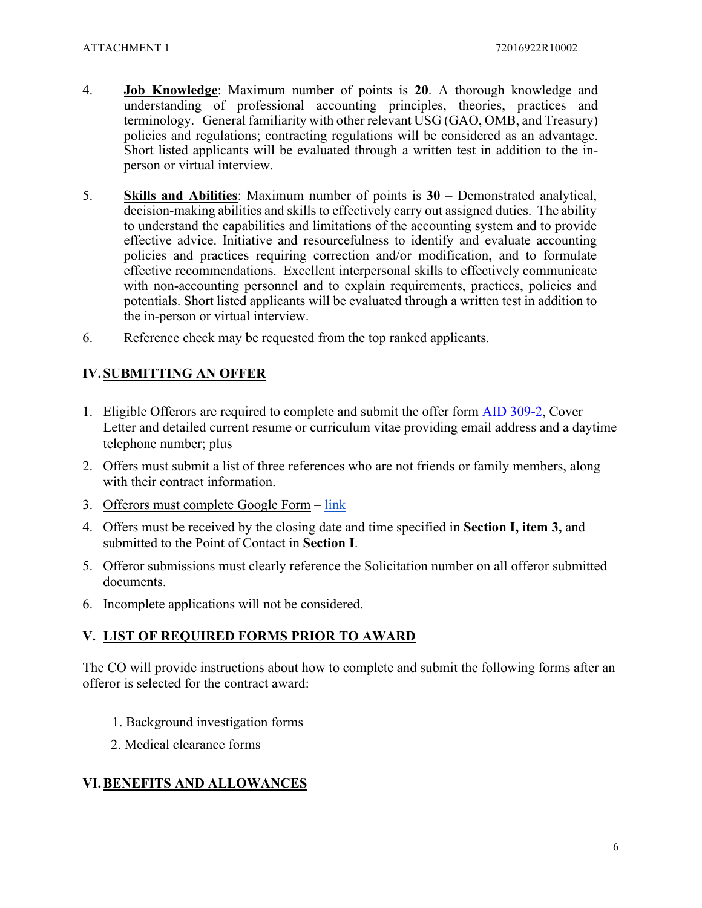4. **Job Knowledge**: Maximum number of points is **20**. A thorough knowledge and understanding of professional accounting principles, theories, practices and terminology. General familiarity with other relevant USG (GAO, OMB, and Treasury) policies and regulations; contracting regulations will be considered as an advantage. Short listed applicants will be evaluated through a written test in addition to the in-person or virtual interview.

5. **Skills and Abilities**: Maximum number of points is **30** – Demonstrated analytical, decision-making abilities and skills to effectively carry out assigned duties. The ability to understand the capabilities and limitations of the accounting system and to provide effective advice. Initiative and resourcefulness to identify and evaluate accounting policies and practices requiring correction and/or modification, and to formulate effective recommendations. Excellent interpersonal skills to effectively communicate with non-accounting personnel and to explain requirements, practices, policies and potentials. Short listed applicants will be evaluated through a written test in addition to the in-person or virtual interview.

6. Reference check may be requested from the top ranked applicants.

## IV. SUBMITTING AN OFFER

1. Eligible Offerors are required to complete and submit the offer form AID 309-2, Cover Letter and detailed current resume or curriculum vitae providing email address and a daytime telephone number; plus
2. Offers must submit a list of three references who are not friends or family members, along with their contract information.
3. Offerors must complete Google Form – link
4. Offers must be received by the closing date and time specified in **Section I, item 3,** and submitted to the Point of Contact in **Section I**.
5. Offeror submissions must clearly reference the Solicitation number on all offeror submitted documents.
6. Incomplete applications will not be considered.

## V. LIST OF REQUIRED FORMS PRIOR TO AWARD

The CO will provide instructions about how to complete and submit the following forms after an offeror is selected for the contract award:

1. Background investigation forms
2. Medical clearance forms

## VI. BENEFITS AND ALLOWANCES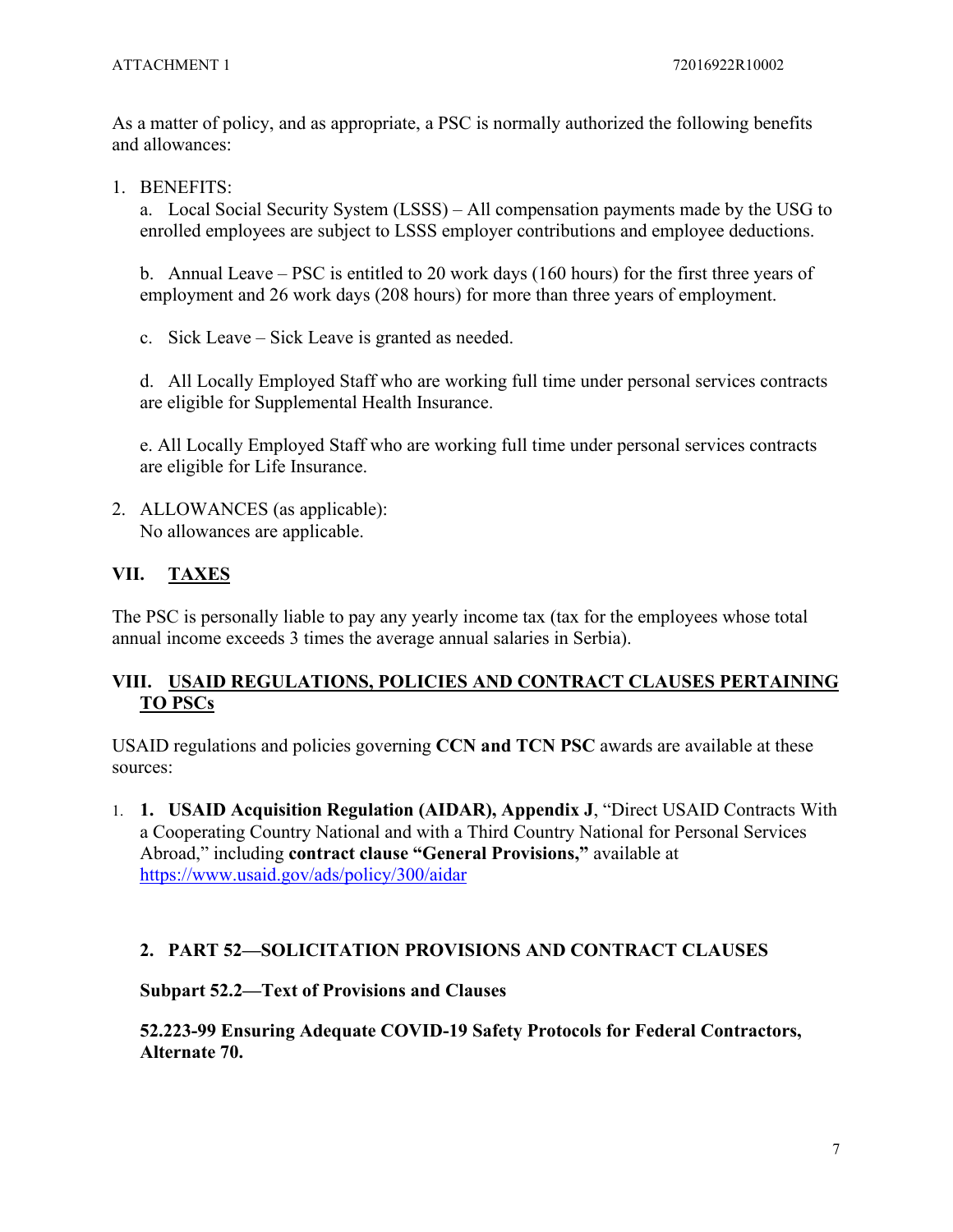As a matter of policy, and as appropriate, a PSC is normally authorized the following benefits and allowances:

1. BENEFITS:

   a. Local Social Security System (LSSS) – All compensation payments made by the USG to enrolled employees are subject to LSSS employer contributions and employee deductions.

   b. Annual Leave – PSC is entitled to 20 work days (160 hours) for the first three years of employment and 26 work days (208 hours) for more than three years of employment.

   c. Sick Leave – Sick Leave is granted as needed.

   d. All Locally Employed Staff who are working full time under personal services contracts are eligible for Supplemental Health Insurance.

   e. All Locally Employed Staff who are working full time under personal services contracts are eligible for Life Insurance.

2. ALLOWANCES (as applicable):
   No allowances are applicable.

## VII. TAXES

The PSC is personally liable to pay any yearly income tax (tax for the employees whose total annual income exceeds 3 times the average annual salaries in Serbia).

## VIII. USAID REGULATIONS, POLICIES AND CONTRACT CLAUSES PERTAINING TO PSCs

USAID regulations and policies governing **CCN and TCN PSC** awards are available at these sources:

1. **1. USAID Acquisition Regulation (AIDAR), Appendix J**, "Direct USAID Contracts With a Cooperating Country National and with a Third Country National for Personal Services Abroad," including **contract clause "General Provisions,"** available at https://www.usaid.gov/ads/policy/300/aidar

**2. PART 52—SOLICITATION PROVISIONS AND CONTRACT CLAUSES**

**Subpart 52.2—Text of Provisions and Clauses**

**52.223-99 Ensuring Adequate COVID-19 Safety Protocols for Federal Contractors, Alternate 70.**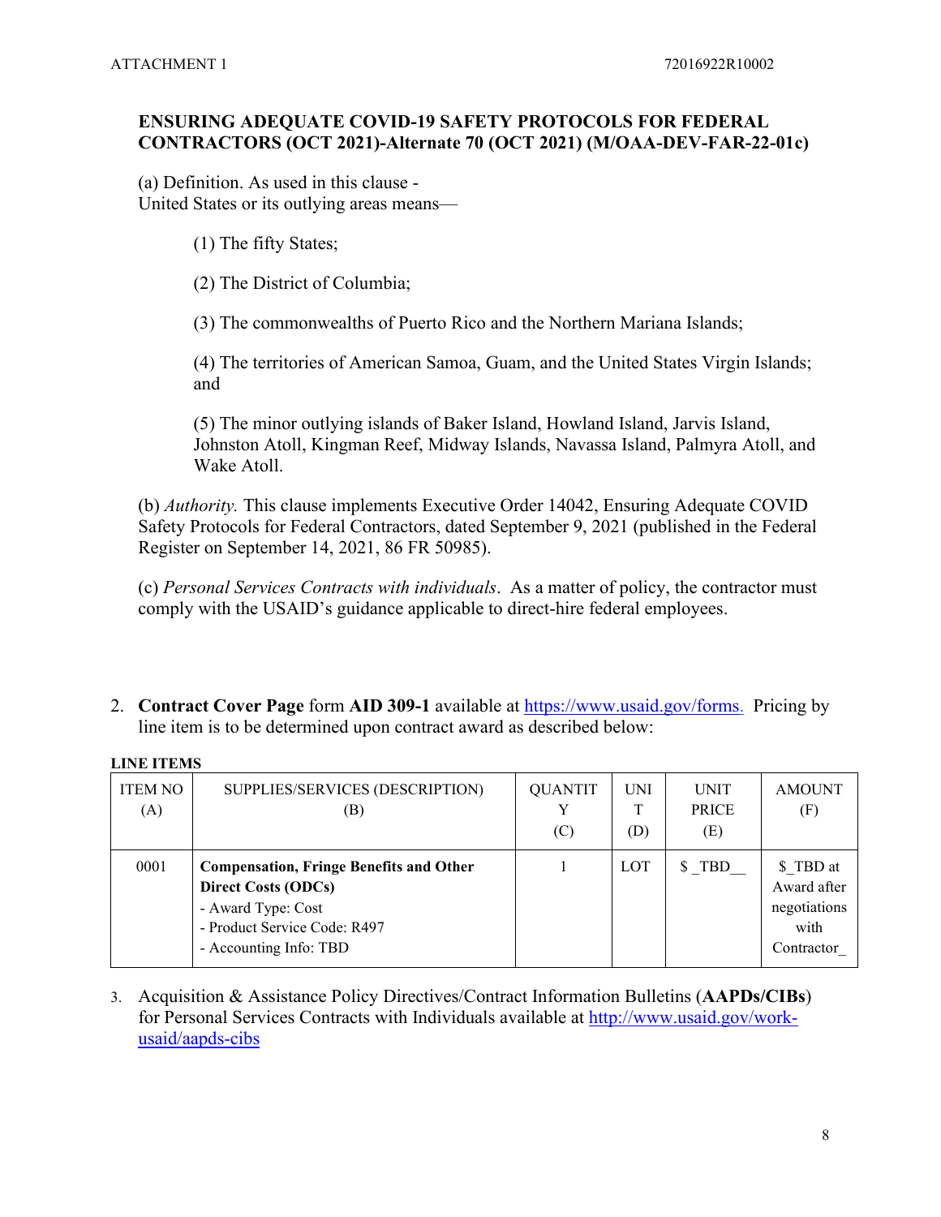**ENSURING ADEQUATE COVID-19 SAFETY PROTOCOLS FOR FEDERAL CONTRACTORS (OCT 2021)-Alternate 70 (OCT 2021) (M/OAA-DEV-FAR-22-01c)**

(a) Definition. As used in this clause -
United States or its outlying areas means—

(1) The fifty States;

(2) The District of Columbia;

(3) The commonwealths of Puerto Rico and the Northern Mariana Islands;

(4) The territories of American Samoa, Guam, and the United States Virgin Islands; and

(5) The minor outlying islands of Baker Island, Howland Island, Jarvis Island, Johnston Atoll, Kingman Reef, Midway Islands, Navassa Island, Palmyra Atoll, and Wake Atoll.

(b) *Authority.* This clause implements Executive Order 14042, Ensuring Adequate COVID Safety Protocols for Federal Contractors, dated September 9, 2021 (published in the Federal Register on September 14, 2021, 86 FR 50985).

(c) *Personal Services Contracts with individuals*. As a matter of policy, the contractor must comply with the USAID's guidance applicable to direct-hire federal employees.

2. **Contract Cover Page** form **AID 309-1** available at https://www.usaid.gov/forms. Pricing by line item is to be determined upon contract award as described below:

**LINE ITEMS**

| ITEM NO (A) | SUPPLIES/SERVICES (DESCRIPTION) (B) | QUANTITY (C) | UNIT (D) | UNIT PRICE (E) | AMOUNT (F) |
|---|---|---|---|---|---|
| 0001 | **Compensation, Fringe Benefits and Other Direct Costs (ODCs)**<br>- Award Type: Cost<br>- Product Service Code: R497<br>- Accounting Info: TBD | 1 | LOT | $ _TBD__ | $_TBD at Award after negotiations with Contractor_ |

3. Acquisition & Assistance Policy Directives/Contract Information Bulletins (**AAPDs/CIBs**) for Personal Services Contracts with Individuals available at http://www.usaid.gov/work-usaid/aapds-cibs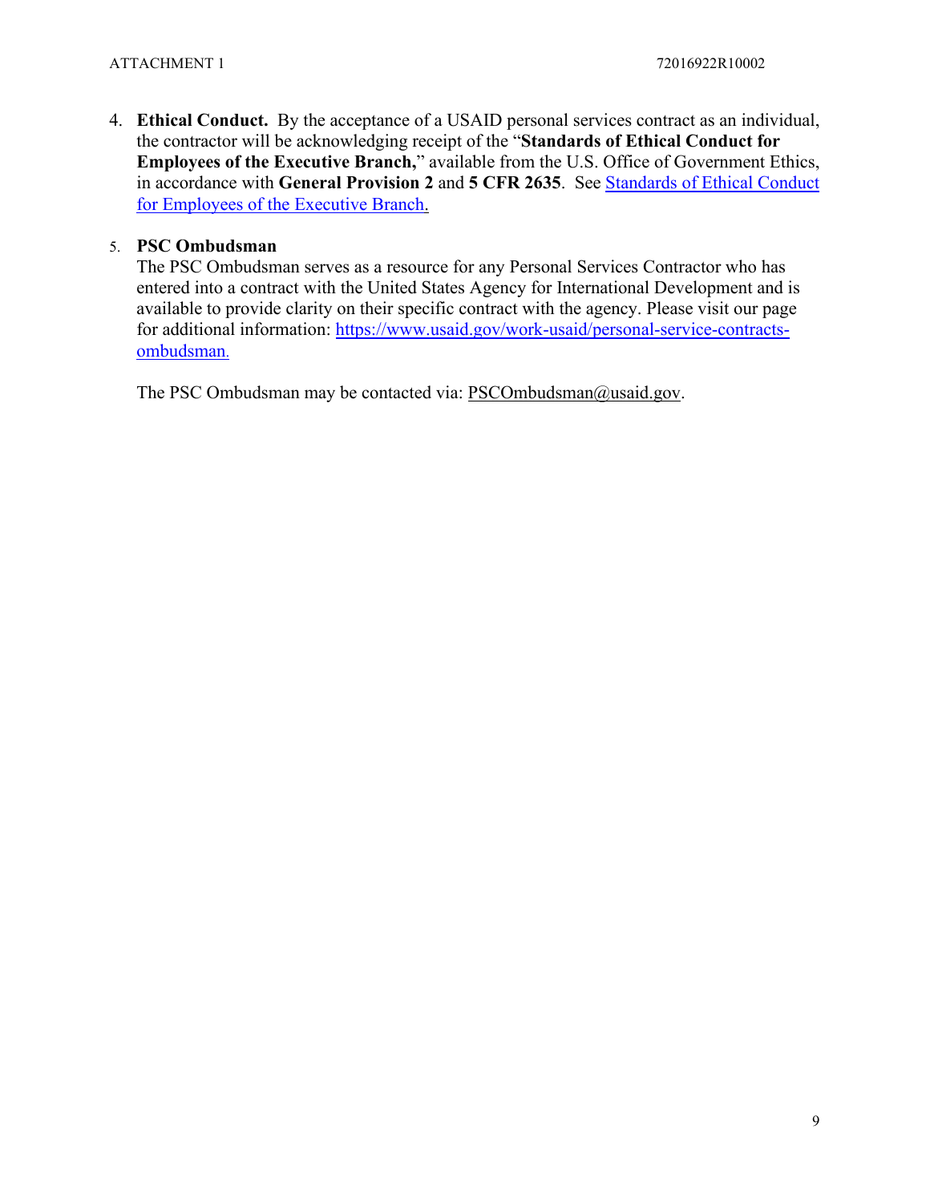4. **Ethical Conduct.** By the acceptance of a USAID personal services contract as an individual, the contractor will be acknowledging receipt of the "**Standards of Ethical Conduct for Employees of the Executive Branch,**" available from the U.S. Office of Government Ethics, in accordance with **General Provision 2** and **5 CFR 2635**. See [Standards of Ethical Conduct for Employees of the Executive Branch](#).

5. **PSC Ombudsman**

   The PSC Ombudsman serves as a resource for any Personal Services Contractor who has entered into a contract with the United States Agency for International Development and is available to provide clarity on their specific contract with the agency. Please visit our page for additional information: https://www.usaid.gov/work-usaid/personal-service-contracts-ombudsman.

   The PSC Ombudsman may be contacted via: PSCOmbudsman@usaid.gov.